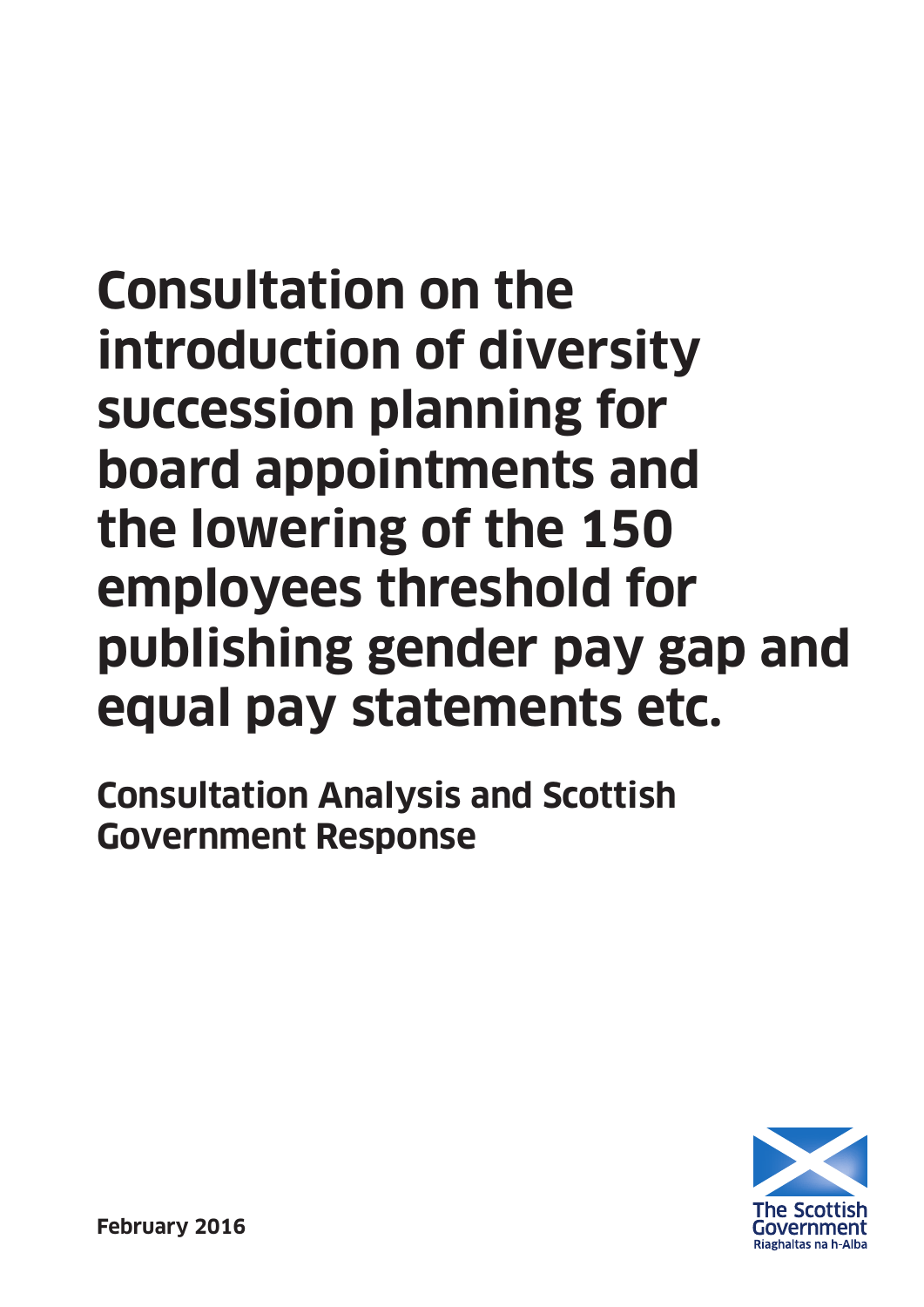# Consultation on the introduction of diversity succession planning for board appointments and the lowering of the 150 employees threshold for publishing gender pay gap and equal pay statements etc.

## Consultation Analysis and Scottish Government Response

**February 2016**

The Scottish Government
Riaghaltas na h-Alba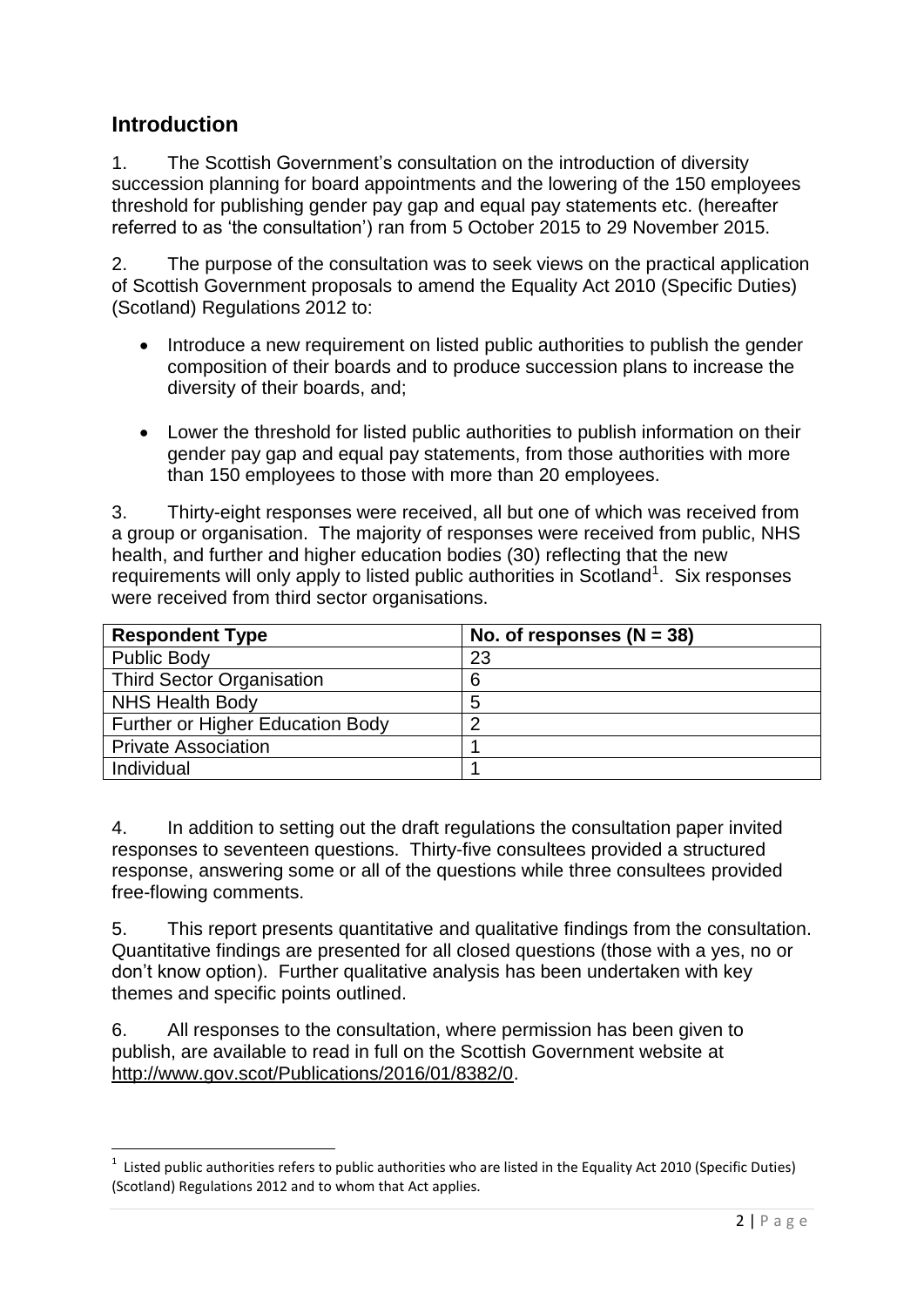## Introduction

1. The Scottish Government's consultation on the introduction of diversity succession planning for board appointments and the lowering of the 150 employees threshold for publishing gender pay gap and equal pay statements etc. (hereafter referred to as 'the consultation') ran from 5 October 2015 to 29 November 2015.

2. The purpose of the consultation was to seek views on the practical application of Scottish Government proposals to amend the Equality Act 2010 (Specific Duties) (Scotland) Regulations 2012 to:

- Introduce a new requirement on listed public authorities to publish the gender composition of their boards and to produce succession plans to increase the diversity of their boards, and;
- Lower the threshold for listed public authorities to publish information on their gender pay gap and equal pay statements, from those authorities with more than 150 employees to those with more than 20 employees.

3. Thirty-eight responses were received, all but one of which was received from a group or organisation. The majority of responses were received from public, NHS health, and further and higher education bodies (30) reflecting that the new requirements will only apply to listed public authorities in Scotland[1]. Six responses were received from third sector organisations.

| Respondent Type | No. of responses (N = 38) |
|---|---|
| Public Body | 23 |
| Third Sector Organisation | 6 |
| NHS Health Body | 5 |
| Further or Higher Education Body | 2 |
| Private Association | 1 |
| Individual | 1 |

4. In addition to setting out the draft regulations the consultation paper invited responses to seventeen questions. Thirty-five consultees provided a structured response, answering some or all of the questions while three consultees provided free-flowing comments.

5. This report presents quantitative and qualitative findings from the consultation. Quantitative findings are presented for all closed questions (those with a yes, no or don't know option). Further qualitative analysis has been undertaken with key themes and specific points outlined.

6. All responses to the consultation, where permission has been given to publish, are available to read in full on the Scottish Government website at http://www.gov.scot/Publications/2016/01/8382/0.

[1] Listed public authorities refers to public authorities who are listed in the Equality Act 2010 (Specific Duties) (Scotland) Regulations 2012 and to whom that Act applies.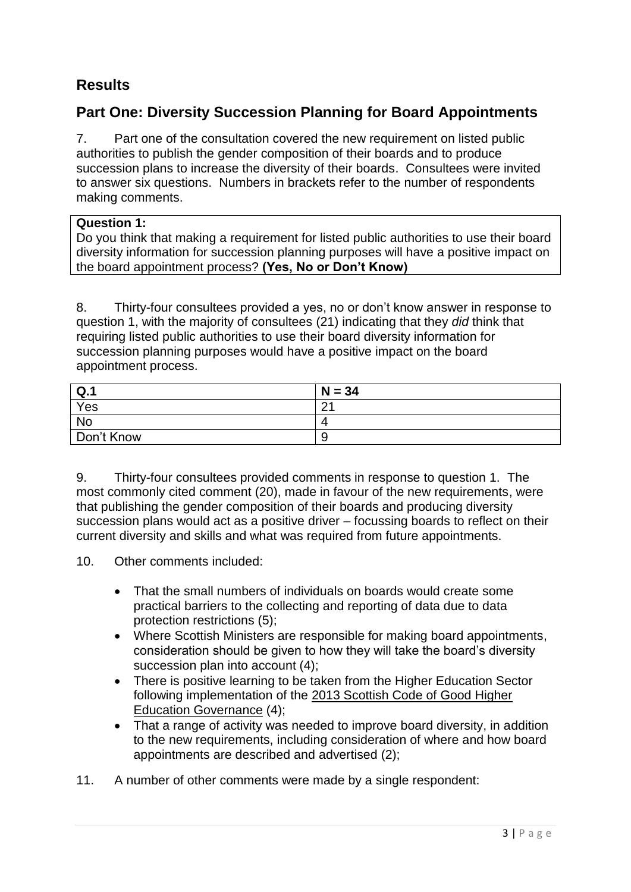## Results

## Part One: Diversity Succession Planning for Board Appointments

7. Part one of the consultation covered the new requirement on listed public authorities to publish the gender composition of their boards and to produce succession plans to increase the diversity of their boards. Consultees were invited to answer six questions. Numbers in brackets refer to the number of respondents making comments.

**Question 1:**
Do you think that making a requirement for listed public authorities to use their board diversity information for succession planning purposes will have a positive impact on the board appointment process? **(Yes, No or Don't Know)**

8. Thirty-four consultees provided a yes, no or don't know answer in response to question 1, with the majority of consultees (21) indicating that they *did* think that requiring listed public authorities to use their board diversity information for succession planning purposes would have a positive impact on the board appointment process.

| Q.1 | N = 34 |
|---|---|
| Yes | 21 |
| No | 4 |
| Don't Know | 9 |

9. Thirty-four consultees provided comments in response to question 1. The most commonly cited comment (20), made in favour of the new requirements, were that publishing the gender composition of their boards and producing diversity succession plans would act as a positive driver – focussing boards to reflect on their current diversity and skills and what was required from future appointments.

10. Other comments included:

- That the small numbers of individuals on boards would create some practical barriers to the collecting and reporting of data due to data protection restrictions (5);
- Where Scottish Ministers are responsible for making board appointments, consideration should be given to how they will take the board's diversity succession plan into account (4);
- There is positive learning to be taken from the Higher Education Sector following implementation of the 2013 Scottish Code of Good Higher Education Governance (4);
- That a range of activity was needed to improve board diversity, in addition to the new requirements, including consideration of where and how board appointments are described and advertised (2);

11. A number of other comments were made by a single respondent: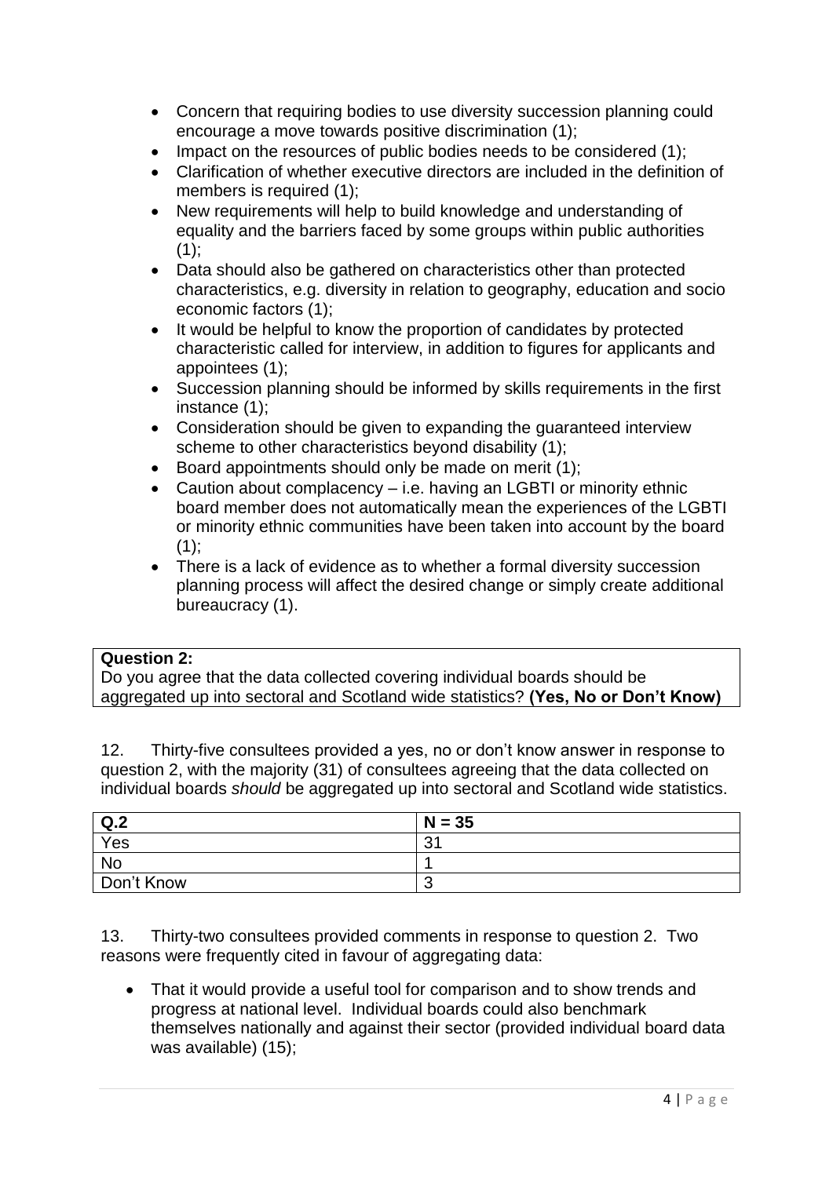- Concern that requiring bodies to use diversity succession planning could encourage a move towards positive discrimination (1);
- Impact on the resources of public bodies needs to be considered (1);
- Clarification of whether executive directors are included in the definition of members is required (1);
- New requirements will help to build knowledge and understanding of equality and the barriers faced by some groups within public authorities (1);
- Data should also be gathered on characteristics other than protected characteristics, e.g. diversity in relation to geography, education and socio economic factors (1);
- It would be helpful to know the proportion of candidates by protected characteristic called for interview, in addition to figures for applicants and appointees (1);
- Succession planning should be informed by skills requirements in the first instance (1);
- Consideration should be given to expanding the guaranteed interview scheme to other characteristics beyond disability (1);
- Board appointments should only be made on merit (1);
- Caution about complacency – i.e. having an LGBTI or minority ethnic board member does not automatically mean the experiences of the LGBTI or minority ethnic communities have been taken into account by the board (1);
- There is a lack of evidence as to whether a formal diversity succession planning process will affect the desired change or simply create additional bureaucracy (1).

**Question 2:**
Do you agree that the data collected covering individual boards should be aggregated up into sectoral and Scotland wide statistics? **(Yes, No or Don't Know)**

12. Thirty-five consultees provided a yes, no or don't know answer in response to question 2, with the majority (31) of consultees agreeing that the data collected on individual boards *should* be aggregated up into sectoral and Scotland wide statistics.

| **Q.2** | **N = 35** |
|---|---|
| Yes | 31 |
| No | 1 |
| Don't Know | 3 |

13. Thirty-two consultees provided comments in response to question 2. Two reasons were frequently cited in favour of aggregating data:

- That it would provide a useful tool for comparison and to show trends and progress at national level. Individual boards could also benchmark themselves nationally and against their sector (provided individual board data was available) (15);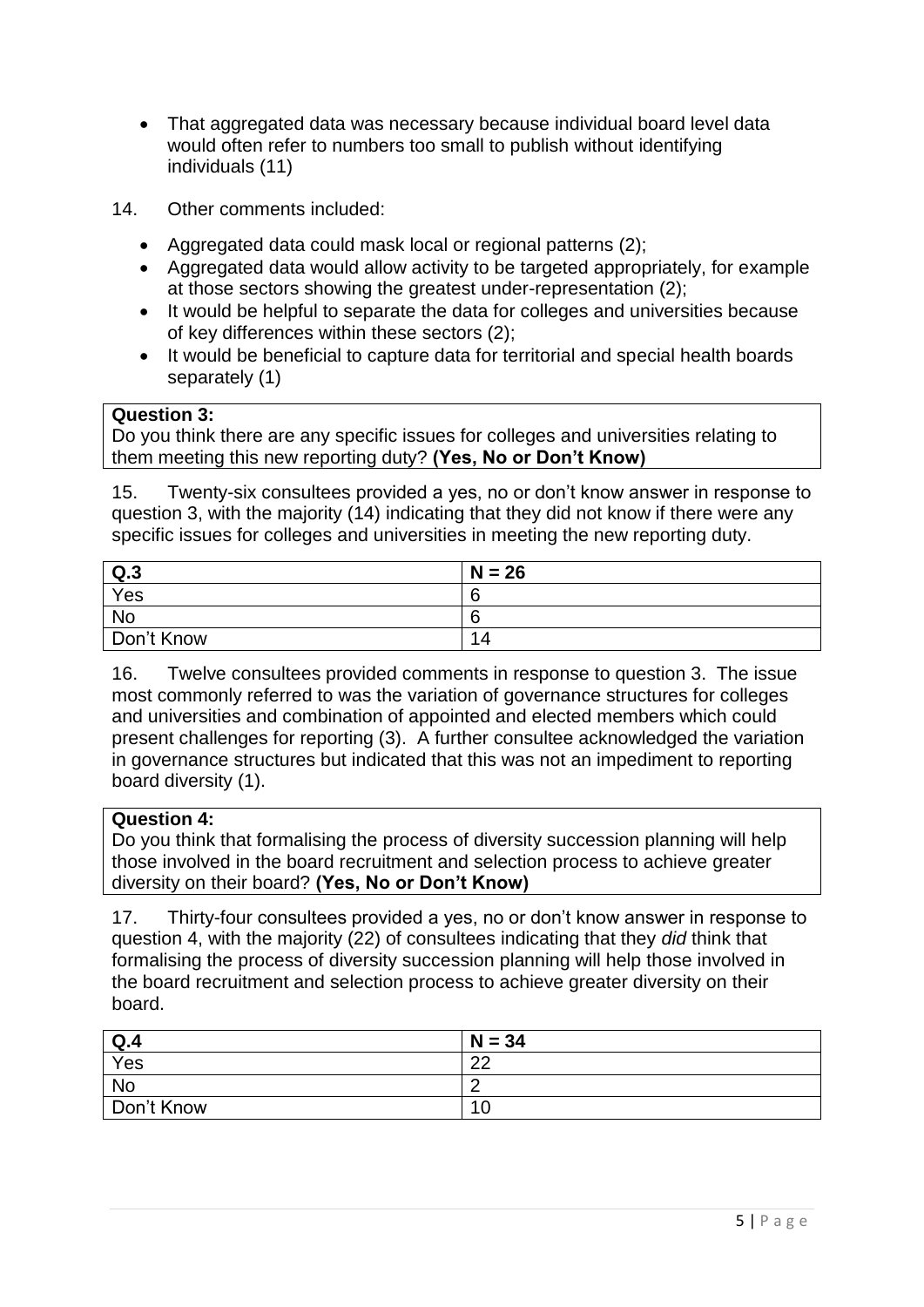- That aggregated data was necessary because individual board level data would often refer to numbers too small to publish without identifying individuals (11)

14. Other comments included:

- Aggregated data could mask local or regional patterns (2);
- Aggregated data would allow activity to be targeted appropriately, for example at those sectors showing the greatest under-representation (2);
- It would be helpful to separate the data for colleges and universities because of key differences within these sectors (2);
- It would be beneficial to capture data for territorial and special health boards separately (1)

**Question 3:**
Do you think there are any specific issues for colleges and universities relating to them meeting this new reporting duty? **(Yes, No or Don't Know)**

15. Twenty-six consultees provided a yes, no or don't know answer in response to question 3, with the majority (14) indicating that they did not know if there were any specific issues for colleges and universities in meeting the new reporting duty.

| **Q.3** | **N = 26** |
|---|---|
| Yes | 6 |
| No | 6 |
| Don't Know | 14 |

16. Twelve consultees provided comments in response to question 3. The issue most commonly referred to was the variation of governance structures for colleges and universities and combination of appointed and elected members which could present challenges for reporting (3). A further consultee acknowledged the variation in governance structures but indicated that this was not an impediment to reporting board diversity (1).

**Question 4:**
Do you think that formalising the process of diversity succession planning will help those involved in the board recruitment and selection process to achieve greater diversity on their board? **(Yes, No or Don't Know)**

17. Thirty-four consultees provided a yes, no or don't know answer in response to question 4, with the majority (22) of consultees indicating that they *did* think that formalising the process of diversity succession planning will help those involved in the board recruitment and selection process to achieve greater diversity on their board.

| **Q.4** | **N = 34** |
|---|---|
| Yes | 22 |
| No | 2 |
| Don't Know | 10 |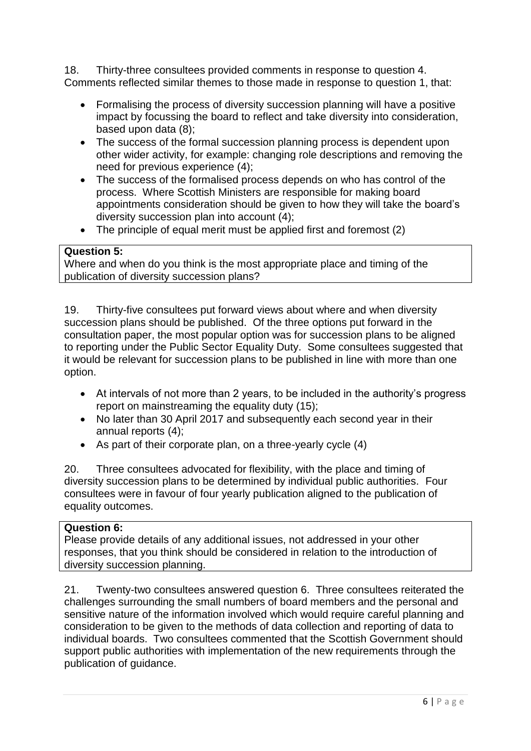18. Thirty-three consultees provided comments in response to question 4. Comments reflected similar themes to those made in response to question 1, that:

- Formalising the process of diversity succession planning will have a positive impact by focussing the board to reflect and take diversity into consideration, based upon data (8);
- The success of the formal succession planning process is dependent upon other wider activity, for example: changing role descriptions and removing the need for previous experience (4);
- The success of the formalised process depends on who has control of the process. Where Scottish Ministers are responsible for making board appointments consideration should be given to how they will take the board's diversity succession plan into account (4);
- The principle of equal merit must be applied first and foremost (2)

**Question 5:**
Where and when do you think is the most appropriate place and timing of the publication of diversity succession plans?

19. Thirty-five consultees put forward views about where and when diversity succession plans should be published. Of the three options put forward in the consultation paper, the most popular option was for succession plans to be aligned to reporting under the Public Sector Equality Duty. Some consultees suggested that it would be relevant for succession plans to be published in line with more than one option.

- At intervals of not more than 2 years, to be included in the authority's progress report on mainstreaming the equality duty (15);
- No later than 30 April 2017 and subsequently each second year in their annual reports (4);
- As part of their corporate plan, on a three-yearly cycle (4)

20. Three consultees advocated for flexibility, with the place and timing of diversity succession plans to be determined by individual public authorities. Four consultees were in favour of four yearly publication aligned to the publication of equality outcomes.

**Question 6:**
Please provide details of any additional issues, not addressed in your other responses, that you think should be considered in relation to the introduction of diversity succession planning.

21. Twenty-two consultees answered question 6. Three consultees reiterated the challenges surrounding the small numbers of board members and the personal and sensitive nature of the information involved which would require careful planning and consideration to be given to the methods of data collection and reporting of data to individual boards. Two consultees commented that the Scottish Government should support public authorities with implementation of the new requirements through the publication of guidance.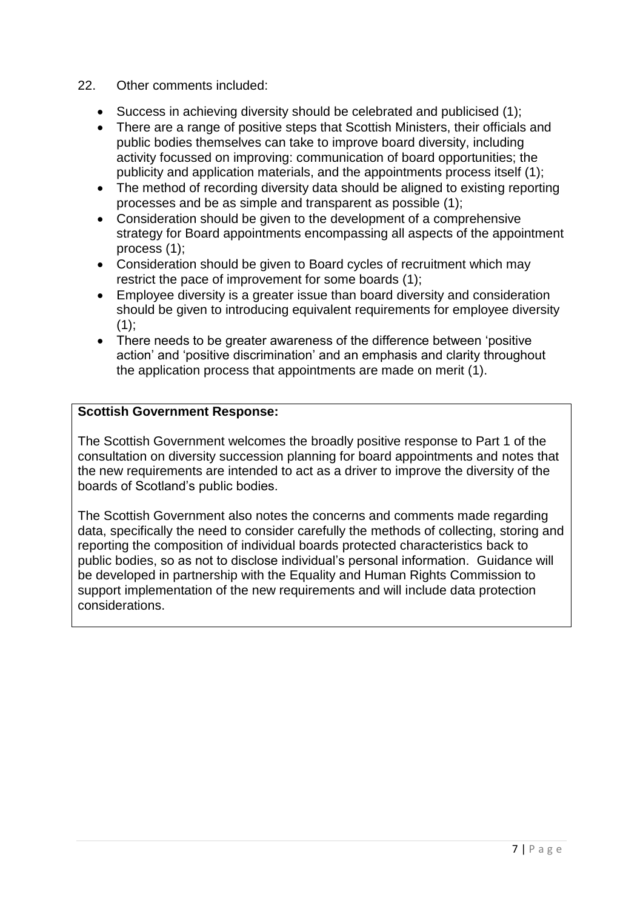22. Other comments included:

- Success in achieving diversity should be celebrated and publicised (1);
- There are a range of positive steps that Scottish Ministers, their officials and public bodies themselves can take to improve board diversity, including activity focussed on improving: communication of board opportunities; the publicity and application materials, and the appointments process itself (1);
- The method of recording diversity data should be aligned to existing reporting processes and be as simple and transparent as possible (1);
- Consideration should be given to the development of a comprehensive strategy for Board appointments encompassing all aspects of the appointment process (1);
- Consideration should be given to Board cycles of recruitment which may restrict the pace of improvement for some boards (1);
- Employee diversity is a greater issue than board diversity and consideration should be given to introducing equivalent requirements for employee diversity (1);
- There needs to be greater awareness of the difference between 'positive action' and 'positive discrimination' and an emphasis and clarity throughout the application process that appointments are made on merit (1).

**Scottish Government Response:**

The Scottish Government welcomes the broadly positive response to Part 1 of the consultation on diversity succession planning for board appointments and notes that the new requirements are intended to act as a driver to improve the diversity of the boards of Scotland's public bodies.

The Scottish Government also notes the concerns and comments made regarding data, specifically the need to consider carefully the methods of collecting, storing and reporting the composition of individual boards protected characteristics back to public bodies, so as not to disclose individual's personal information. Guidance will be developed in partnership with the Equality and Human Rights Commission to support implementation of the new requirements and will include data protection considerations.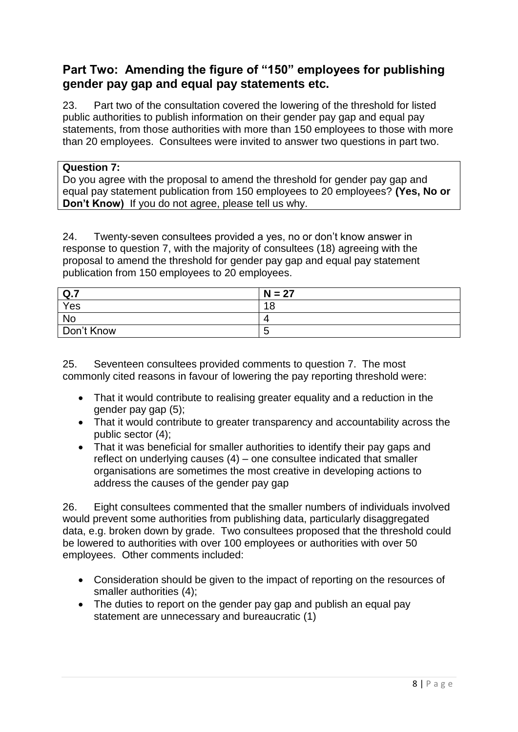## Part Two: Amending the figure of "150" employees for publishing gender pay gap and equal pay statements etc.

23. Part two of the consultation covered the lowering of the threshold for listed public authorities to publish information on their gender pay gap and equal pay statements, from those authorities with more than 150 employees to those with more than 20 employees. Consultees were invited to answer two questions in part two.

| **Question 7:** |
|---|
| Do you agree with the proposal to amend the threshold for gender pay gap and equal pay statement publication from 150 employees to 20 employees? **(Yes, No or Don't Know)** If you do not agree, please tell us why. |

24. Twenty-seven consultees provided a yes, no or don't know answer in response to question 7, with the majority of consultees (18) agreeing with the proposal to amend the threshold for gender pay gap and equal pay statement publication from 150 employees to 20 employees.

| **Q.7** | **N = 27** |
|---|---|
| Yes | 18 |
| No | 4 |
| Don't Know | 5 |

25. Seventeen consultees provided comments to question 7. The most commonly cited reasons in favour of lowering the pay reporting threshold were:

- That it would contribute to realising greater equality and a reduction in the gender pay gap (5);
- That it would contribute to greater transparency and accountability across the public sector (4);
- That it was beneficial for smaller authorities to identify their pay gaps and reflect on underlying causes (4) – one consultee indicated that smaller organisations are sometimes the most creative in developing actions to address the causes of the gender pay gap

26. Eight consultees commented that the smaller numbers of individuals involved would prevent some authorities from publishing data, particularly disaggregated data, e.g. broken down by grade. Two consultees proposed that the threshold could be lowered to authorities with over 100 employees or authorities with over 50 employees. Other comments included:

- Consideration should be given to the impact of reporting on the resources of smaller authorities (4);
- The duties to report on the gender pay gap and publish an equal pay statement are unnecessary and bureaucratic (1)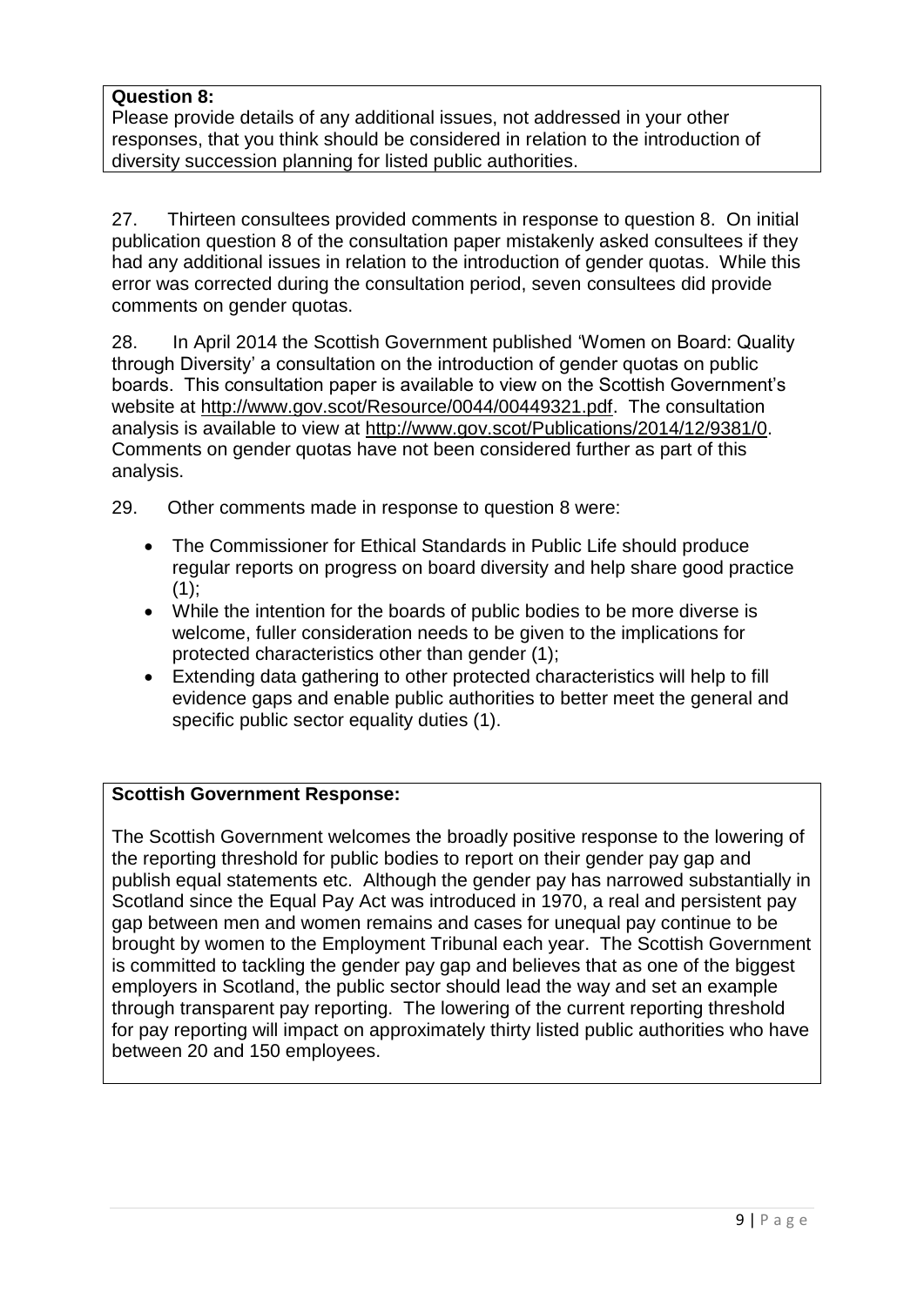**Question 8:**
Please provide details of any additional issues, not addressed in your other responses, that you think should be considered in relation to the introduction of diversity succession planning for listed public authorities.

27. Thirteen consultees provided comments in response to question 8. On initial publication question 8 of the consultation paper mistakenly asked consultees if they had any additional issues in relation to the introduction of gender quotas. While this error was corrected during the consultation period, seven consultees did provide comments on gender quotas.

28. In April 2014 the Scottish Government published 'Women on Board: Quality through Diversity' a consultation on the introduction of gender quotas on public boards. This consultation paper is available to view on the Scottish Government's website at http://www.gov.scot/Resource/0044/00449321.pdf. The consultation analysis is available to view at http://www.gov.scot/Publications/2014/12/9381/0. Comments on gender quotas have not been considered further as part of this analysis.

29. Other comments made in response to question 8 were:

- The Commissioner for Ethical Standards in Public Life should produce regular reports on progress on board diversity and help share good practice (1);
- While the intention for the boards of public bodies to be more diverse is welcome, fuller consideration needs to be given to the implications for protected characteristics other than gender (1);
- Extending data gathering to other protected characteristics will help to fill evidence gaps and enable public authorities to better meet the general and specific public sector equality duties (1).

**Scottish Government Response:**

The Scottish Government welcomes the broadly positive response to the lowering of the reporting threshold for public bodies to report on their gender pay gap and publish equal statements etc. Although the gender pay has narrowed substantially in Scotland since the Equal Pay Act was introduced in 1970, a real and persistent pay gap between men and women remains and cases for unequal pay continue to be brought by women to the Employment Tribunal each year. The Scottish Government is committed to tackling the gender pay gap and believes that as one of the biggest employers in Scotland, the public sector should lead the way and set an example through transparent pay reporting. The lowering of the current reporting threshold for pay reporting will impact on approximately thirty listed public authorities who have between 20 and 150 employees.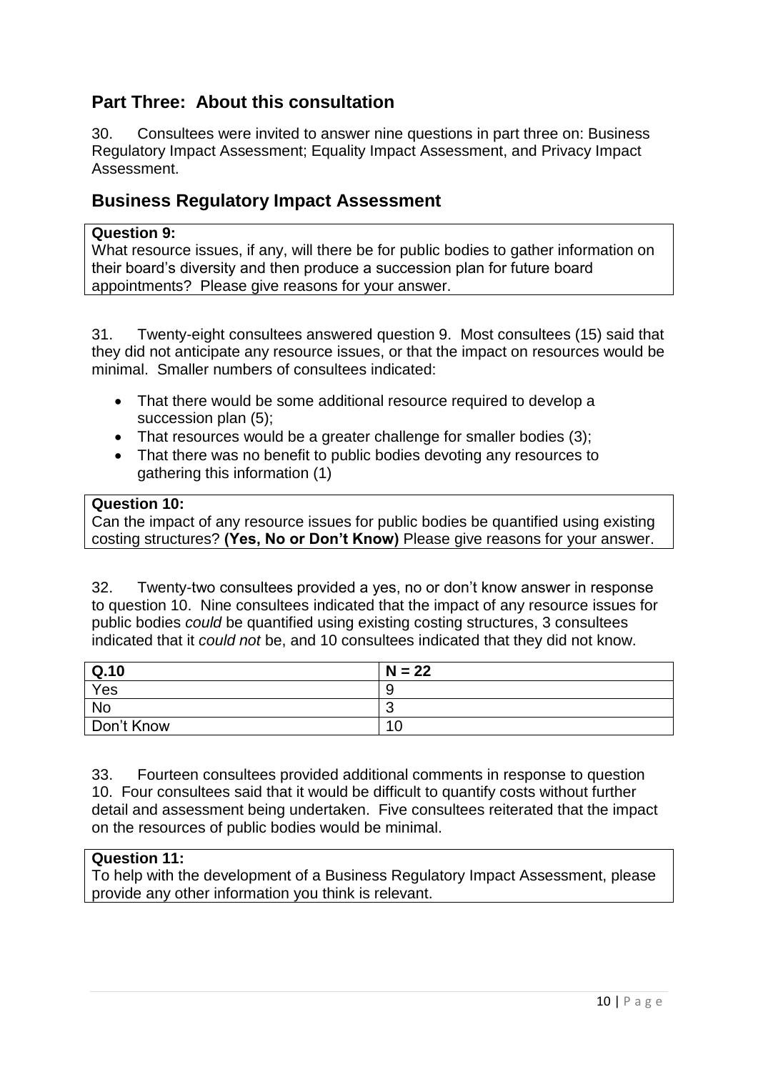## Part Three: About this consultation

30. Consultees were invited to answer nine questions in part three on: Business Regulatory Impact Assessment; Equality Impact Assessment, and Privacy Impact Assessment.

## Business Regulatory Impact Assessment

**Question 9:**
What resource issues, if any, will there be for public bodies to gather information on their board's diversity and then produce a succession plan for future board appointments? Please give reasons for your answer.

31. Twenty-eight consultees answered question 9. Most consultees (15) said that they did not anticipate any resource issues, or that the impact on resources would be minimal. Smaller numbers of consultees indicated:

- That there would be some additional resource required to develop a succession plan (5);
- That resources would be a greater challenge for smaller bodies (3);
- That there was no benefit to public bodies devoting any resources to gathering this information (1)

**Question 10:**
Can the impact of any resource issues for public bodies be quantified using existing costing structures? **(Yes, No or Don't Know)** Please give reasons for your answer.

32. Twenty-two consultees provided a yes, no or don't know answer in response to question 10. Nine consultees indicated that the impact of any resource issues for public bodies *could* be quantified using existing costing structures, 3 consultees indicated that it *could not* be, and 10 consultees indicated that they did not know.

| **Q.10** | **N = 22** |
|---|---|
| Yes | 9 |
| No | 3 |
| Don't Know | 10 |

33. Fourteen consultees provided additional comments in response to question 10. Four consultees said that it would be difficult to quantify costs without further detail and assessment being undertaken. Five consultees reiterated that the impact on the resources of public bodies would be minimal.

**Question 11:**
To help with the development of a Business Regulatory Impact Assessment, please provide any other information you think is relevant.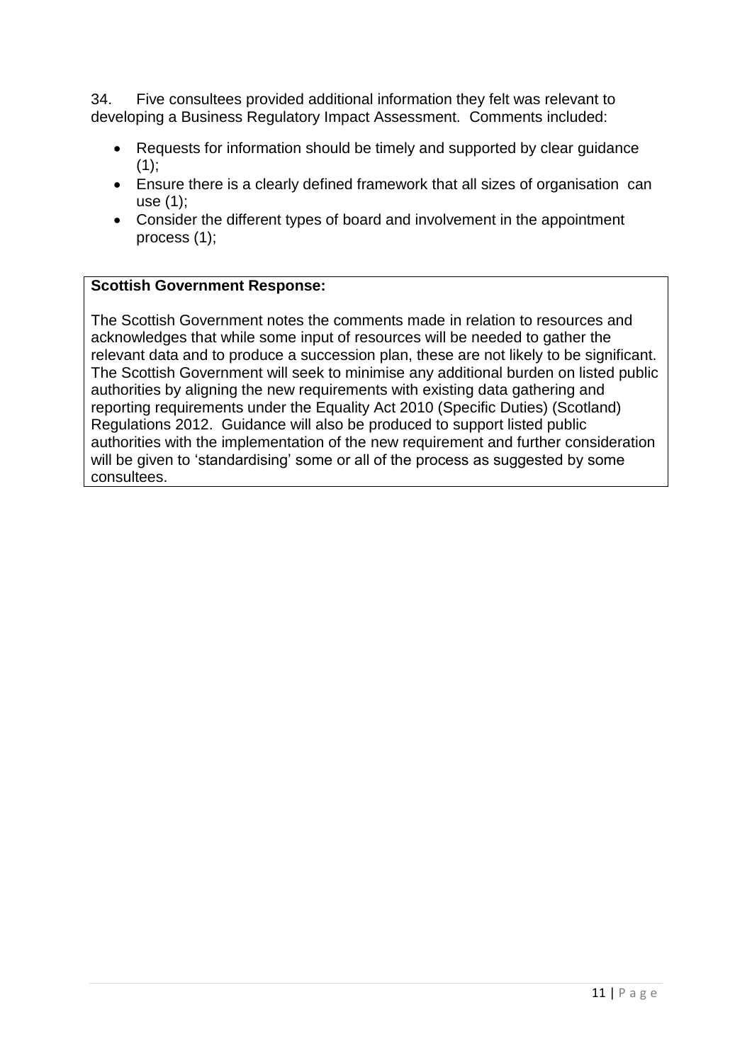34. Five consultees provided additional information they felt was relevant to developing a Business Regulatory Impact Assessment. Comments included:

- Requests for information should be timely and supported by clear guidance (1);
- Ensure there is a clearly defined framework that all sizes of organisation can use (1);
- Consider the different types of board and involvement in the appointment process (1);

**Scottish Government Response:**

The Scottish Government notes the comments made in relation to resources and acknowledges that while some input of resources will be needed to gather the relevant data and to produce a succession plan, these are not likely to be significant. The Scottish Government will seek to minimise any additional burden on listed public authorities by aligning the new requirements with existing data gathering and reporting requirements under the Equality Act 2010 (Specific Duties) (Scotland) Regulations 2012. Guidance will also be produced to support listed public authorities with the implementation of the new requirement and further consideration will be given to 'standardising' some or all of the process as suggested by some consultees.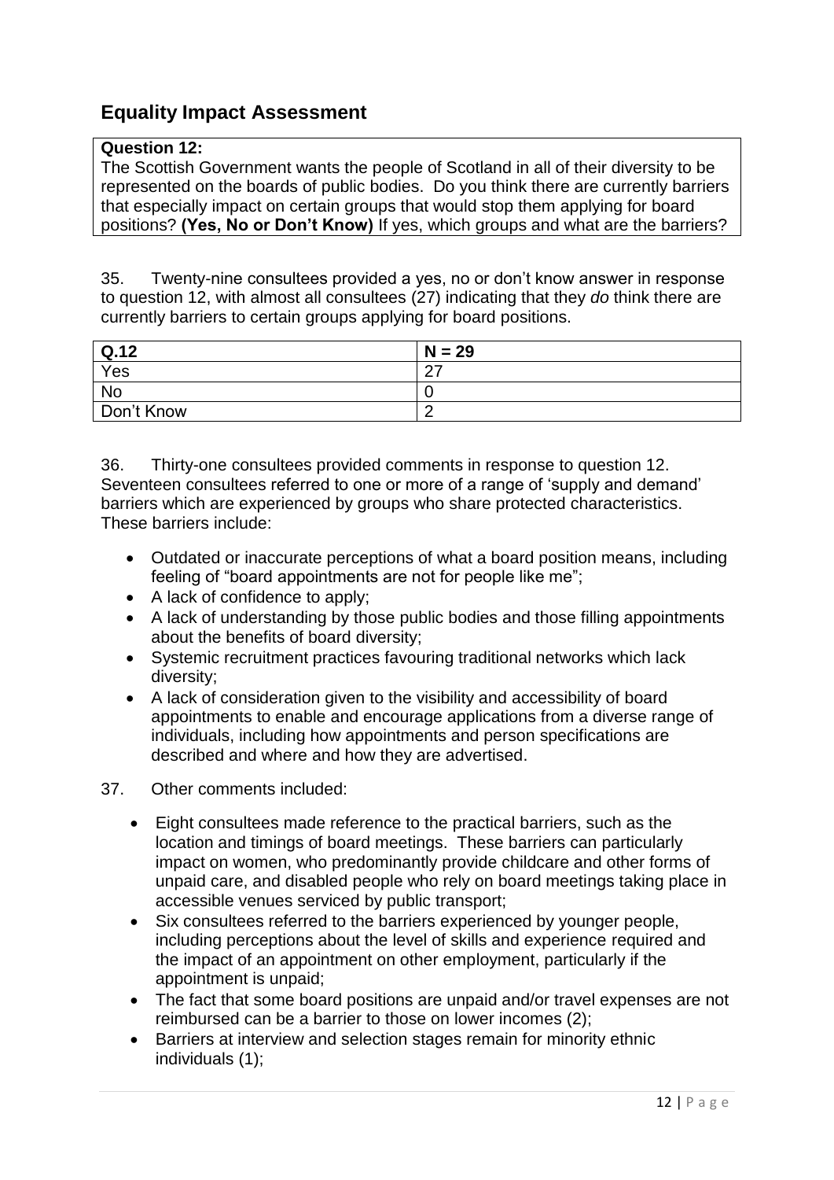## Equality Impact Assessment

**Question 12:**
The Scottish Government wants the people of Scotland in all of their diversity to be represented on the boards of public bodies. Do you think there are currently barriers that especially impact on certain groups that would stop them applying for board positions? **(Yes, No or Don't Know)** If yes, which groups and what are the barriers?

35. Twenty-nine consultees provided a yes, no or don't know answer in response to question 12, with almost all consultees (27) indicating that they *do* think there are currently barriers to certain groups applying for board positions.

| Q.12 | N = 29 |
|---|---|
| Yes | 27 |
| No | 0 |
| Don't Know | 2 |

36. Thirty-one consultees provided comments in response to question 12. Seventeen consultees referred to one or more of a range of 'supply and demand' barriers which are experienced by groups who share protected characteristics. These barriers include:

- Outdated or inaccurate perceptions of what a board position means, including feeling of "board appointments are not for people like me";
- A lack of confidence to apply;
- A lack of understanding by those public bodies and those filling appointments about the benefits of board diversity;
- Systemic recruitment practices favouring traditional networks which lack diversity;
- A lack of consideration given to the visibility and accessibility of board appointments to enable and encourage applications from a diverse range of individuals, including how appointments and person specifications are described and where and how they are advertised.

37. Other comments included:

- Eight consultees made reference to the practical barriers, such as the location and timings of board meetings. These barriers can particularly impact on women, who predominantly provide childcare and other forms of unpaid care, and disabled people who rely on board meetings taking place in accessible venues serviced by public transport;
- Six consultees referred to the barriers experienced by younger people, including perceptions about the level of skills and experience required and the impact of an appointment on other employment, particularly if the appointment is unpaid;
- The fact that some board positions are unpaid and/or travel expenses are not reimbursed can be a barrier to those on lower incomes (2);
- Barriers at interview and selection stages remain for minority ethnic individuals (1);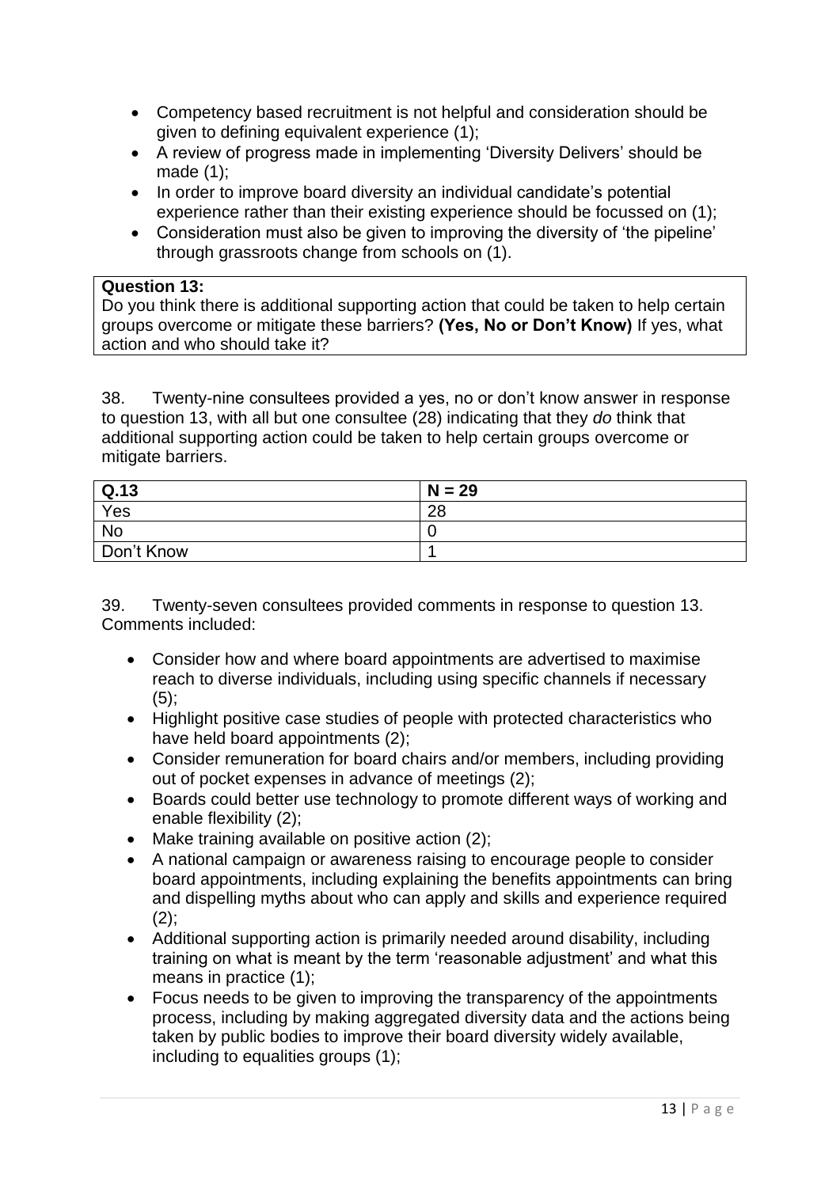- Competency based recruitment is not helpful and consideration should be given to defining equivalent experience (1);
- A review of progress made in implementing 'Diversity Delivers' should be made (1);
- In order to improve board diversity an individual candidate's potential experience rather than their existing experience should be focussed on (1);
- Consideration must also be given to improving the diversity of 'the pipeline' through grassroots change from schools on (1).

**Question 13:**
Do you think there is additional supporting action that could be taken to help certain groups overcome or mitigate these barriers? **(Yes, No or Don't Know)** If yes, what action and who should take it?

38. Twenty-nine consultees provided a yes, no or don't know answer in response to question 13, with all but one consultee (28) indicating that they *do* think that additional supporting action could be taken to help certain groups overcome or mitigate barriers.

| Q.13 | N = 29 |
|---|---|
| Yes | 28 |
| No | 0 |
| Don't Know | 1 |

39. Twenty-seven consultees provided comments in response to question 13. Comments included:

- Consider how and where board appointments are advertised to maximise reach to diverse individuals, including using specific channels if necessary (5);
- Highlight positive case studies of people with protected characteristics who have held board appointments (2);
- Consider remuneration for board chairs and/or members, including providing out of pocket expenses in advance of meetings (2);
- Boards could better use technology to promote different ways of working and enable flexibility (2);
- Make training available on positive action (2);
- A national campaign or awareness raising to encourage people to consider board appointments, including explaining the benefits appointments can bring and dispelling myths about who can apply and skills and experience required (2);
- Additional supporting action is primarily needed around disability, including training on what is meant by the term 'reasonable adjustment' and what this means in practice (1);
- Focus needs to be given to improving the transparency of the appointments process, including by making aggregated diversity data and the actions being taken by public bodies to improve their board diversity widely available, including to equalities groups (1);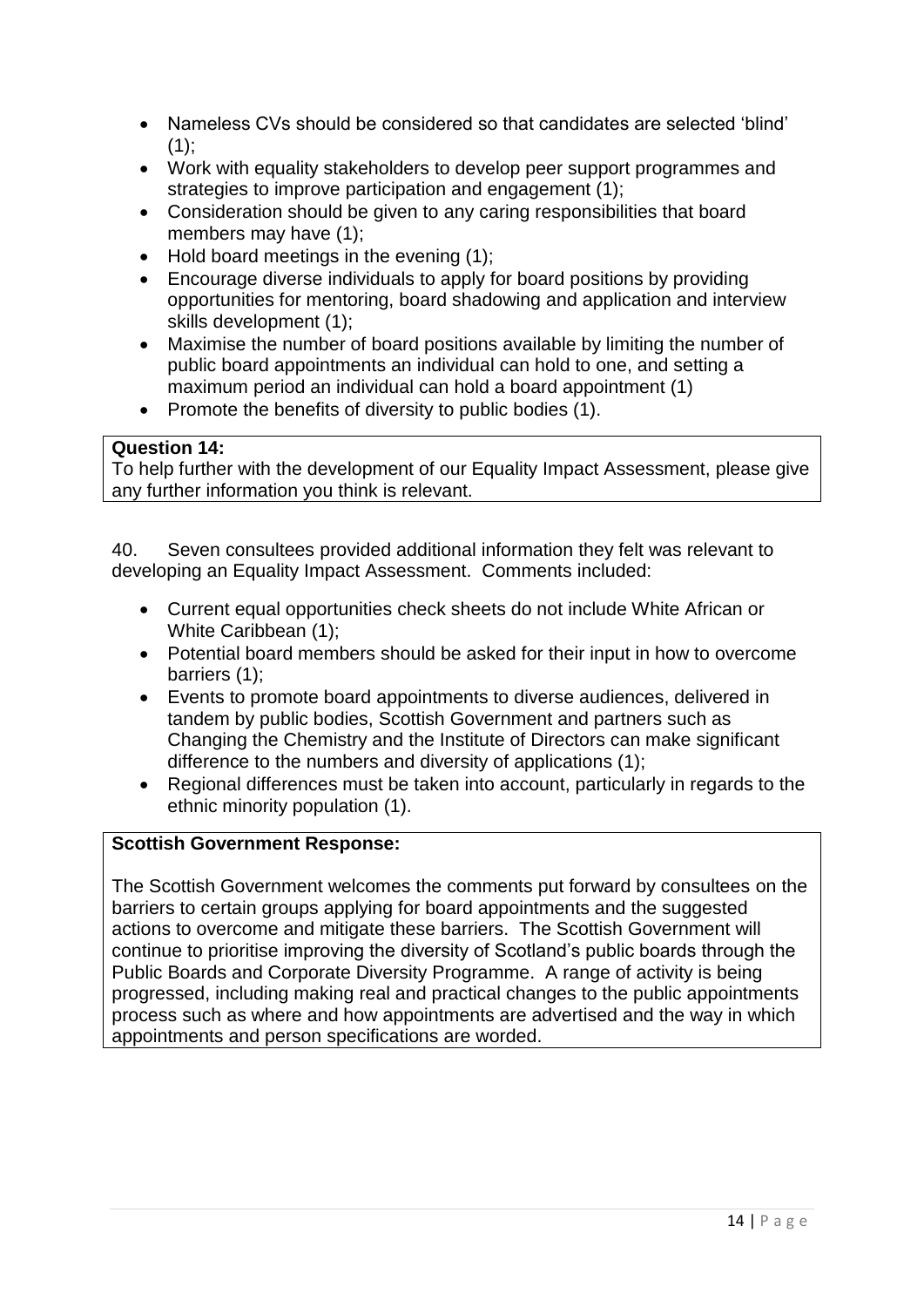- Nameless CVs should be considered so that candidates are selected 'blind' (1);
- Work with equality stakeholders to develop peer support programmes and strategies to improve participation and engagement (1);
- Consideration should be given to any caring responsibilities that board members may have (1);
- Hold board meetings in the evening (1);
- Encourage diverse individuals to apply for board positions by providing opportunities for mentoring, board shadowing and application and interview skills development (1);
- Maximise the number of board positions available by limiting the number of public board appointments an individual can hold to one, and setting a maximum period an individual can hold a board appointment (1)
- Promote the benefits of diversity to public bodies (1).

**Question 14:**
To help further with the development of our Equality Impact Assessment, please give any further information you think is relevant.

40. Seven consultees provided additional information they felt was relevant to developing an Equality Impact Assessment. Comments included:

- Current equal opportunities check sheets do not include White African or White Caribbean (1);
- Potential board members should be asked for their input in how to overcome barriers (1);
- Events to promote board appointments to diverse audiences, delivered in tandem by public bodies, Scottish Government and partners such as Changing the Chemistry and the Institute of Directors can make significant difference to the numbers and diversity of applications (1);
- Regional differences must be taken into account, particularly in regards to the ethnic minority population (1).

**Scottish Government Response:**

The Scottish Government welcomes the comments put forward by consultees on the barriers to certain groups applying for board appointments and the suggested actions to overcome and mitigate these barriers. The Scottish Government will continue to prioritise improving the diversity of Scotland's public boards through the Public Boards and Corporate Diversity Programme. A range of activity is being progressed, including making real and practical changes to the public appointments process such as where and how appointments are advertised and the way in which appointments and person specifications are worded.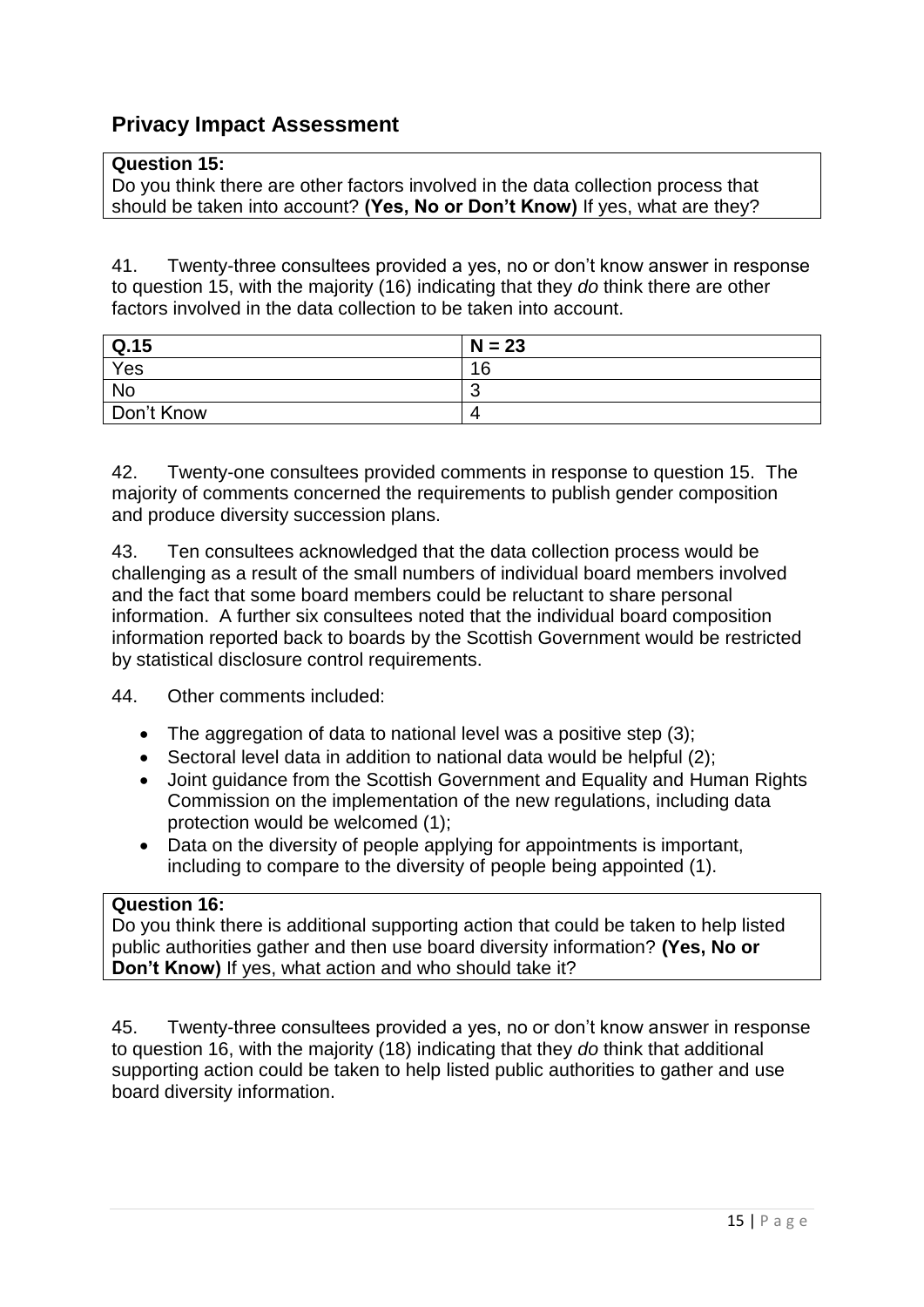## Privacy Impact Assessment

**Question 15:**
Do you think there are other factors involved in the data collection process that should be taken into account? **(Yes, No or Don't Know)** If yes, what are they?

41. Twenty-three consultees provided a yes, no or don't know answer in response to question 15, with the majority (16) indicating that they *do* think there are other factors involved in the data collection to be taken into account.

| Q.15 | N = 23 |
|---|---|
| Yes | 16 |
| No | 3 |
| Don't Know | 4 |

42. Twenty-one consultees provided comments in response to question 15. The majority of comments concerned the requirements to publish gender composition and produce diversity succession plans.

43. Ten consultees acknowledged that the data collection process would be challenging as a result of the small numbers of individual board members involved and the fact that some board members could be reluctant to share personal information. A further six consultees noted that the individual board composition information reported back to boards by the Scottish Government would be restricted by statistical disclosure control requirements.

44. Other comments included:

- The aggregation of data to national level was a positive step (3);
- Sectoral level data in addition to national data would be helpful (2);
- Joint guidance from the Scottish Government and Equality and Human Rights Commission on the implementation of the new regulations, including data protection would be welcomed (1);
- Data on the diversity of people applying for appointments is important, including to compare to the diversity of people being appointed (1).

**Question 16:**
Do you think there is additional supporting action that could be taken to help listed public authorities gather and then use board diversity information? **(Yes, No or Don't Know)** If yes, what action and who should take it?

45. Twenty-three consultees provided a yes, no or don't know answer in response to question 16, with the majority (18) indicating that they *do* think that additional supporting action could be taken to help listed public authorities to gather and use board diversity information.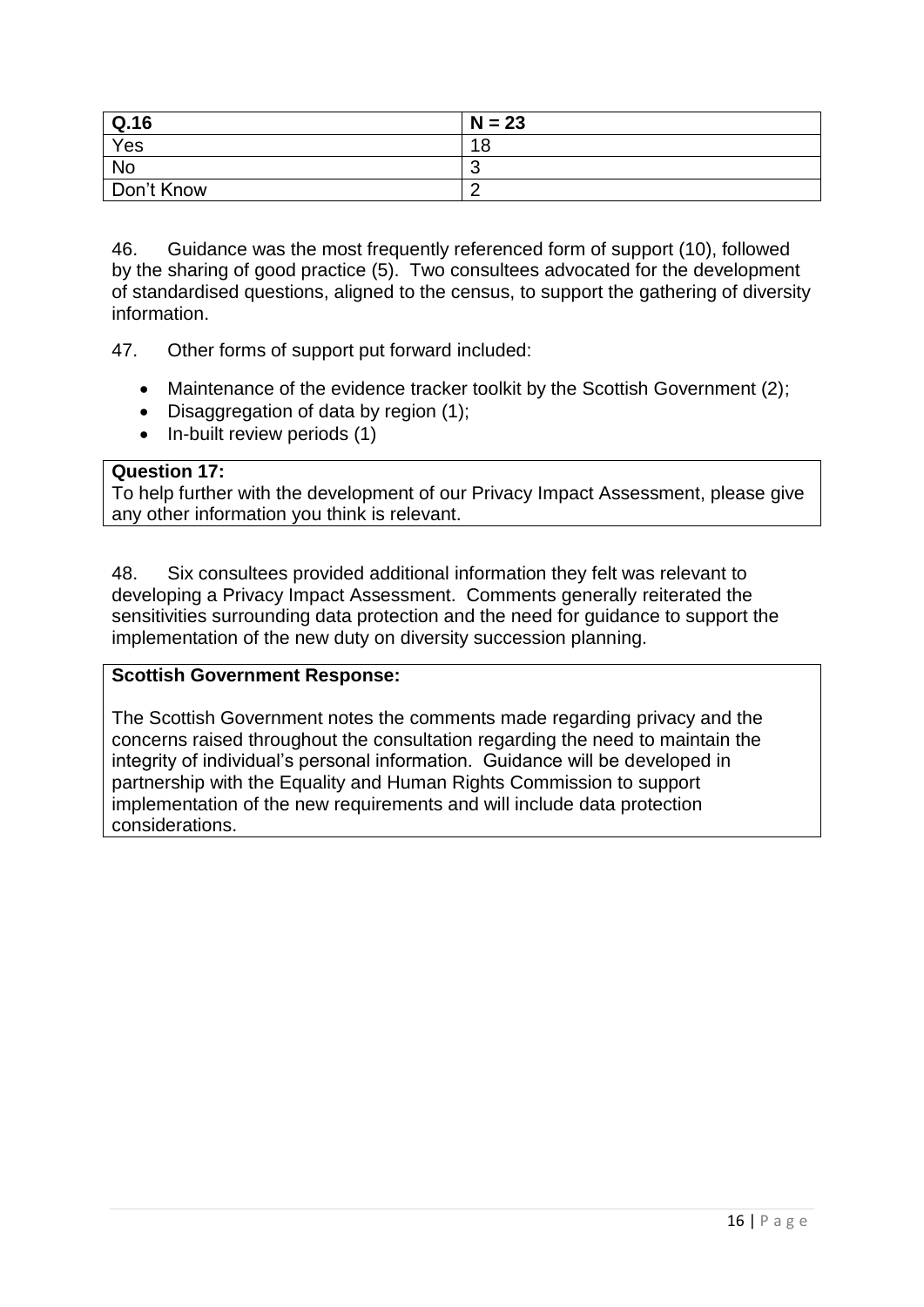| Q.16 | N = 23 |
| --- | --- |
| Yes | 18 |
| No | 3 |
| Don't Know | 2 |

46. Guidance was the most frequently referenced form of support (10), followed by the sharing of good practice (5). Two consultees advocated for the development of standardised questions, aligned to the census, to support the gathering of diversity information.

47. Other forms of support put forward included:

- Maintenance of the evidence tracker toolkit by the Scottish Government (2);
- Disaggregation of data by region (1);
- In-built review periods (1)

**Question 17:**
To help further with the development of our Privacy Impact Assessment, please give any other information you think is relevant.

48. Six consultees provided additional information they felt was relevant to developing a Privacy Impact Assessment. Comments generally reiterated the sensitivities surrounding data protection and the need for guidance to support the implementation of the new duty on diversity succession planning.

**Scottish Government Response:**

The Scottish Government notes the comments made regarding privacy and the concerns raised throughout the consultation regarding the need to maintain the integrity of individual's personal information. Guidance will be developed in partnership with the Equality and Human Rights Commission to support implementation of the new requirements and will include data protection considerations.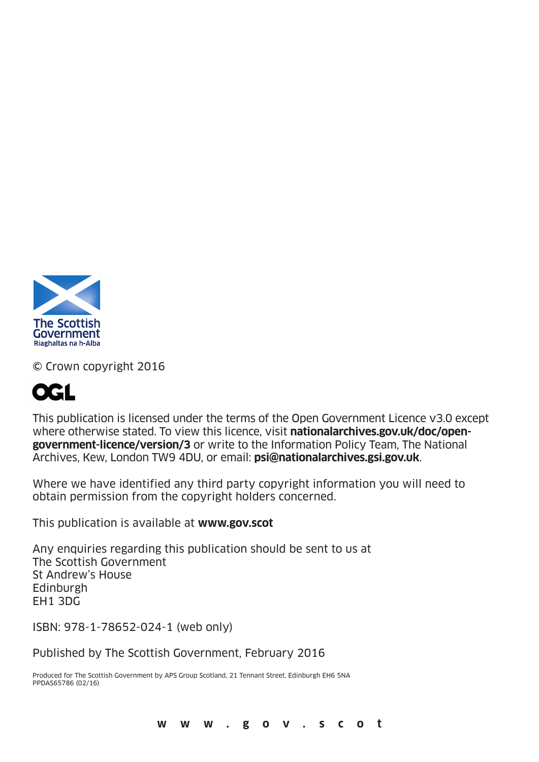The Scottish Government
Riaghaltas na h-Alba

© Crown copyright 2016

OGL

This publication is licensed under the terms of the Open Government Licence v3.0 except where otherwise stated. To view this licence, visit **nationalarchives.gov.uk/doc/open-government-licence/version/3** or write to the Information Policy Team, The National Archives, Kew, London TW9 4DU, or email: **psi@nationalarchives.gsi.gov.uk**.

Where we have identified any third party copyright information you will need to obtain permission from the copyright holders concerned.

This publication is available at **www.gov.scot**

Any enquiries regarding this publication should be sent to us at
The Scottish Government
St Andrew's House
Edinburgh
EH1 3DG

ISBN: 978-1-78652-024-1 (web only)

Published by The Scottish Government, February 2016

Produced for The Scottish Government by APS Group Scotland, 21 Tennant Street, Edinburgh EH6 5NA
PPDAS65786 (02/16)

**w w w . g o v . s c o t**